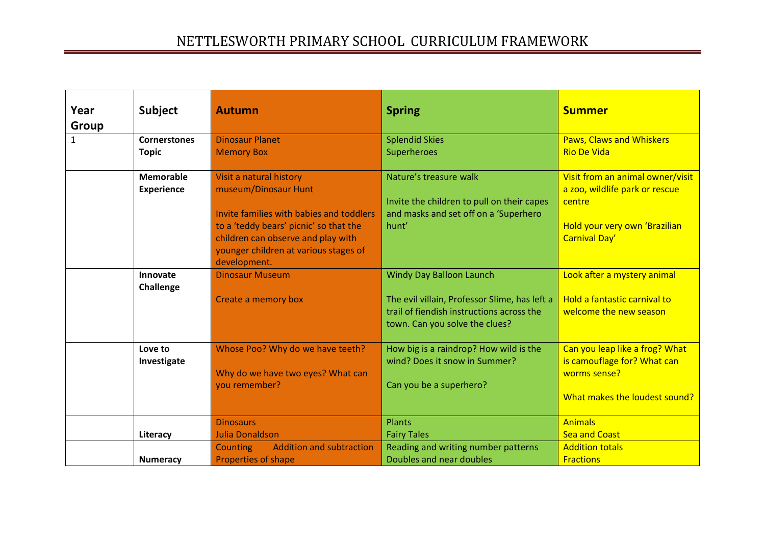# NETTLESWORTH PRIMARY SCHOOL CURRICULUM FRAMEWORK

| Year Group | Subject | Autumn | Spring | Summer |
|---|---|---|---|---|
| 1 | **Cornerstones Topic** | Dinosaur Planet<br>Memory Box | Splendid Skies<br>Superheroes | Paws, Claws and Whiskers<br>Rio De Vida |
| | **Memorable Experience** | Visit a natural history museum/Dinosaur Hunt<br><br>Invite families with babies and toddlers to a 'teddy bears' picnic' so that the children can observe and play with younger children at various stages of development. | Nature's treasure walk<br><br>Invite the children to pull on their capes and masks and set off on a 'Superhero hunt' | Visit from an animal owner/visit a zoo, wildlife park or rescue centre<br><br>Hold your very own 'Brazilian Carnival Day' |
| | **Innovate Challenge** | Dinosaur Museum<br><br>Create a memory box | Windy Day Balloon Launch<br><br>The evil villain, Professor Slime, has left a trail of fiendish instructions across the town. Can you solve the clues? | Look after a mystery animal<br><br>Hold a fantastic carnival to welcome the new season |
| | **Love to Investigate** | Whose Poo? Why do we have teeth?<br><br>Why do we have two eyes? What can you remember? | How big is a raindrop? How wild is the wind? Does it snow in Summer?<br><br>Can you be a superhero? | Can you leap like a frog? What is camouflage for? What can worms sense?<br><br>What makes the loudest sound? |
| | **Literacy** | Dinosaurs<br>Julia Donaldson | Plants<br>Fairy Tales | Animals<br>Sea and Coast |
| | **Numeracy** | Counting Addition and subtraction<br>Properties of shape | Reading and writing number patterns<br>Doubles and near doubles | Addition totals<br>Fractions |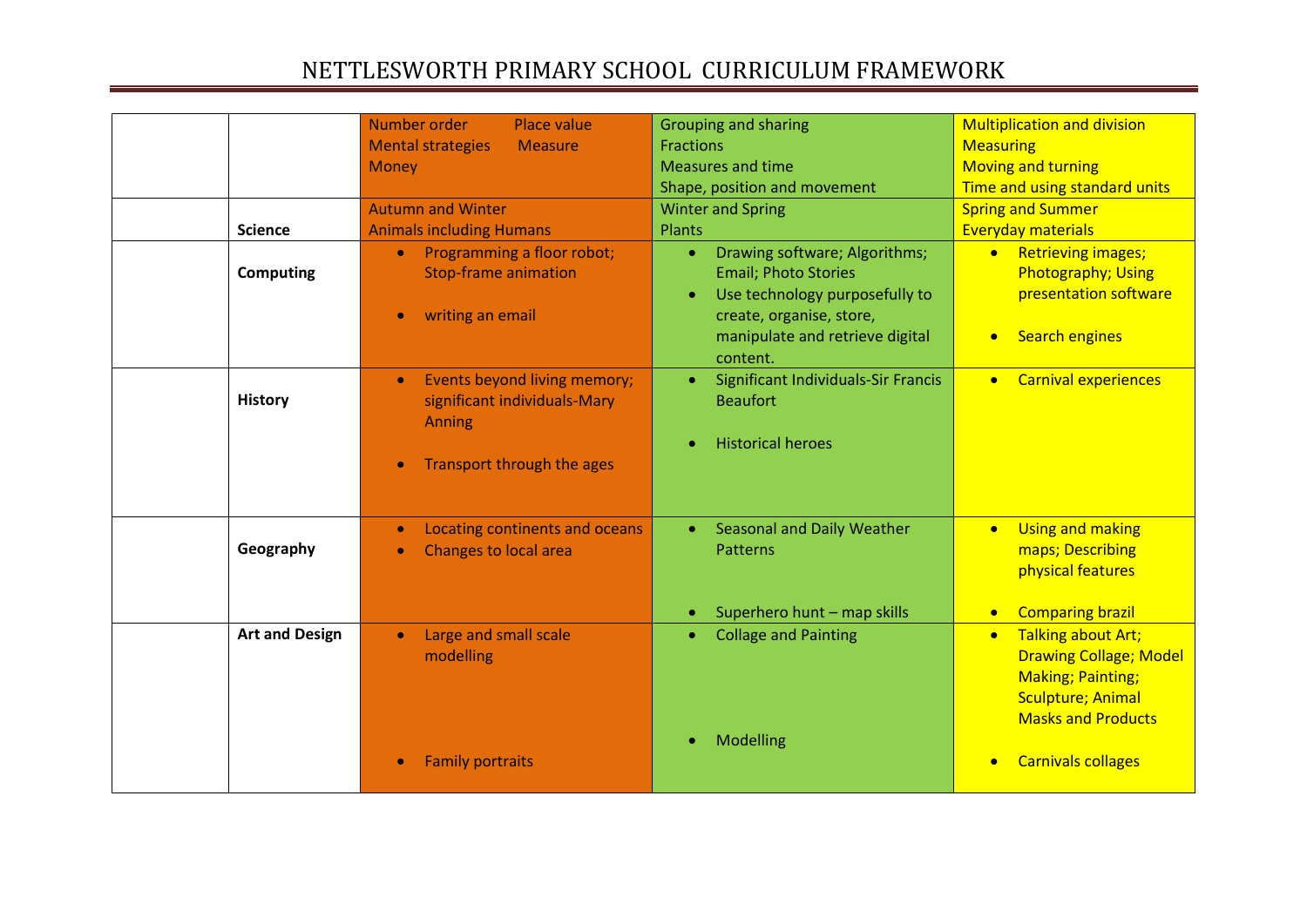# NETTLESWORTH PRIMARY SCHOOL CURRICULUM FRAMEWORK

| | | | | |
|---|---|---|---|---|
| | | Number order Place value<br>Mental strategies Measure<br>Money | Grouping and sharing<br>Fractions<br>Measures and time<br>Shape, position and movement | Multiplication and division<br>Measuring<br>Moving and turning<br>Time and using standard units |
| | **Science** | Autumn and Winter<br>Animals including Humans | Winter and Spring<br>Plants | Spring and Summer<br>Everyday materials |
| | **Computing** | • Programming a floor robot; Stop-frame animation<br>• writing an email | • Drawing software; Algorithms; Email; Photo Stories<br>• Use technology purposefully to create, organise, store, manipulate and retrieve digital content. | • Retrieving images; Photography; Using presentation software<br>• Search engines |
| | **History** | • Events beyond living memory; significant individuals-Mary Anning<br>• Transport through the ages | • Significant Individuals-Sir Francis Beaufort<br>• Historical heroes | • Carnival experiences |
| | **Geography** | • Locating continents and oceans<br>• Changes to local area | • Seasonal and Daily Weather Patterns<br>• Superhero hunt – map skills | • Using and making maps; Describing physical features<br>• Comparing brazil |
| | **Art and Design** | • Large and small scale modelling<br>• Family portraits | • Collage and Painting<br>• Modelling | • Talking about Art; Drawing Collage; Model Making; Painting; Sculpture; Animal Masks and Products<br>• Carnivals collages |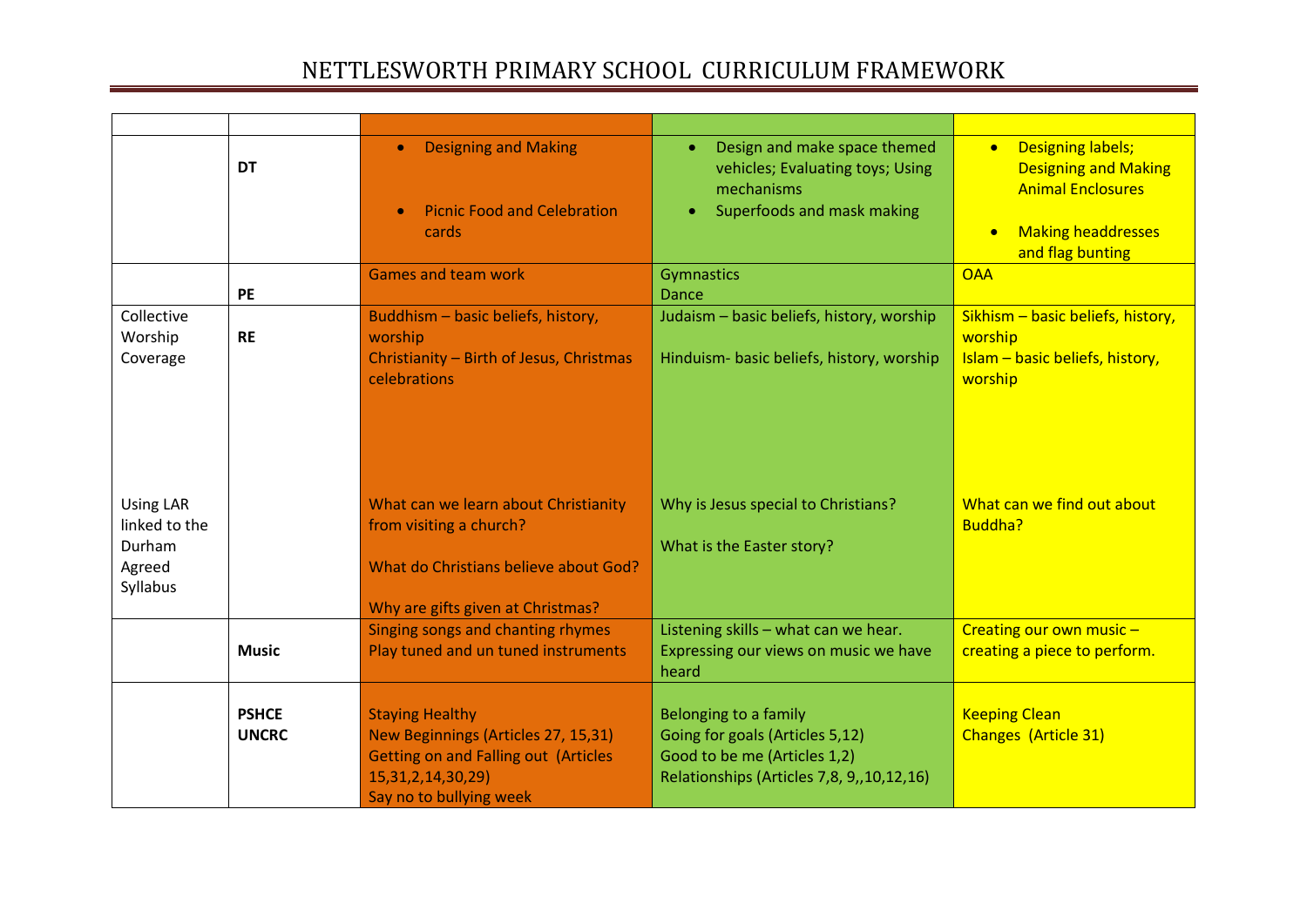# NETTLESWORTH PRIMARY SCHOOL CURRICULUM FRAMEWORK

| | | | | |
|---|---|---|---|---|
| | **DT** | • Designing and Making<br><br>• Picnic Food and Celebration cards | • Design and make space themed vehicles; Evaluating toys; Using mechanisms<br>• Superfoods and mask making | • Designing labels; Designing and Making Animal Enclosures<br><br>• Making headdresses and flag bunting |
| | **PE** | Games and team work | Gymnastics<br>Dance | OAA |
| Collective Worship Coverage | **RE** | Buddhism – basic beliefs, history, worship<br>Christianity – Birth of Jesus, Christmas celebrations | Judaism – basic beliefs, history, worship<br><br>Hinduism- basic beliefs, history, worship | Sikhism – basic beliefs, history, worship<br>Islam – basic beliefs, history, worship |
| Using LAR linked to the Durham Agreed Syllabus | | What can we learn about Christianity from visiting a church?<br><br>What do Christians believe about God?<br><br>Why are gifts given at Christmas? | Why is Jesus special to Christians?<br><br>What is the Easter story? | What can we find out about Buddha? |
| | **Music** | Singing songs and chanting rhymes<br>Play tuned and un tuned instruments | Listening skills – what can we hear.<br>Expressing our views on music we have heard | Creating our own music – creating a piece to perform. |
| | **PSHCE UNCRC** | Staying Healthy<br>New Beginnings (Articles 27, 15,31)<br>Getting on and Falling out (Articles 15,31,2,14,30,29)<br>Say no to bullying week | Belonging to a family<br>Going for goals (Articles 5,12)<br>Good to be me (Articles 1,2)<br>Relationships (Articles 7,8, 9,,10,12,16) | Keeping Clean<br>Changes (Article 31) |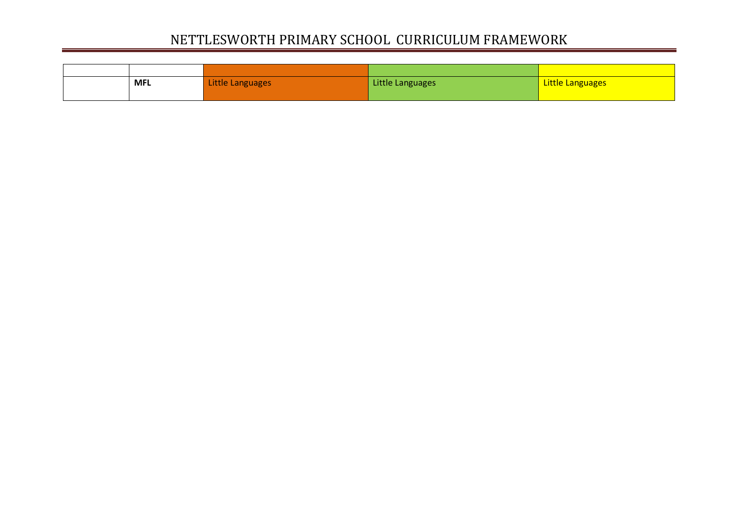# NETTLESWORTH PRIMARY SCHOOL CURRICULUM FRAMEWORK

| | | | | |
|---|---|---|---|---|
| | **MFL** | Little Languages | Little Languages | Little Languages |